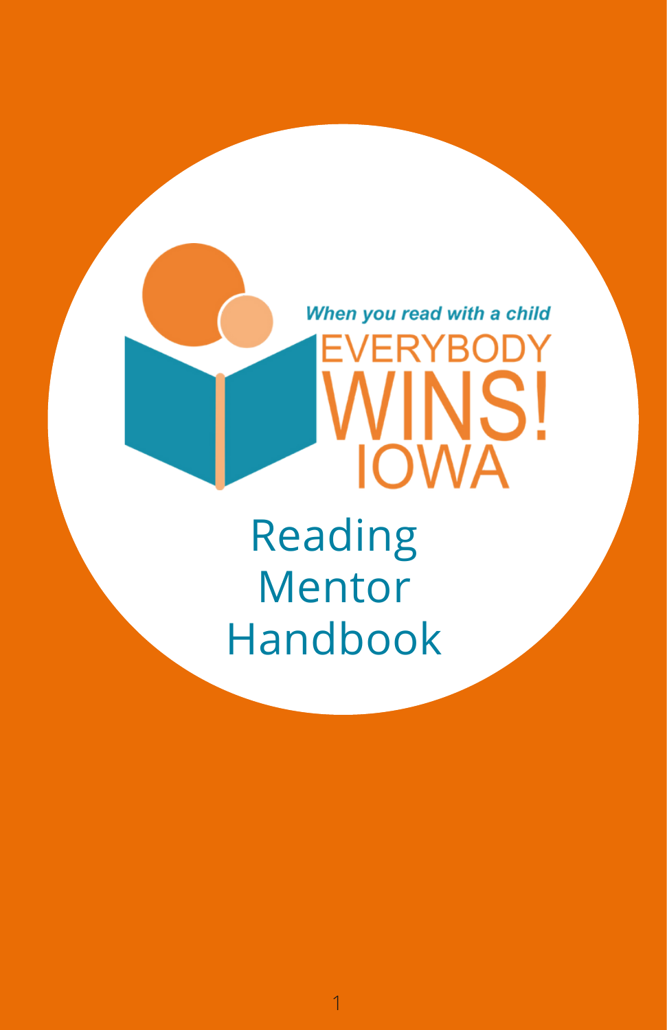When you read with a child

EVERYBODY WINS! IOWA

# Reading Mentor Handbook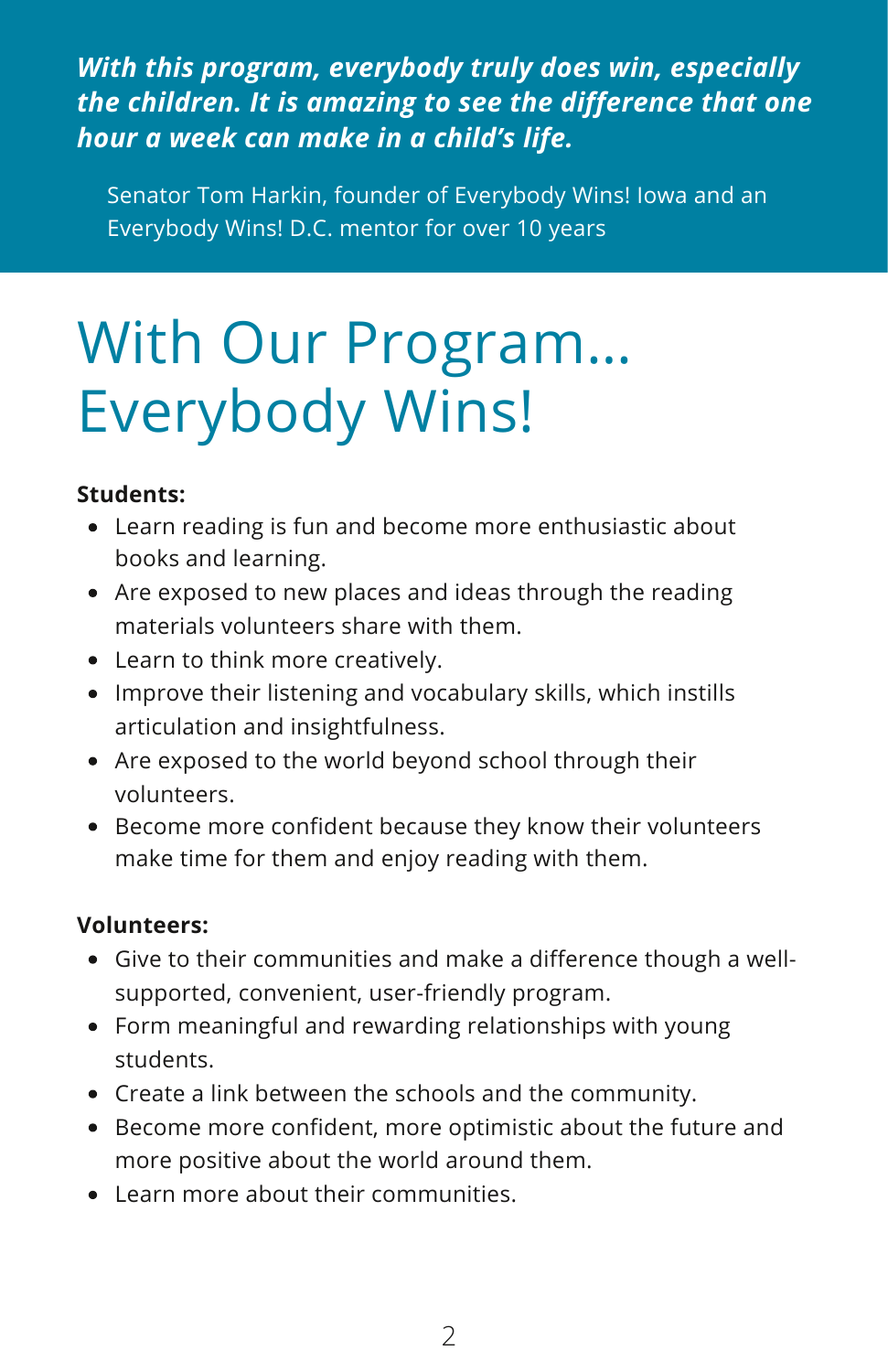***With this program, everybody truly does win, especially the children. It is amazing to see the difference that one hour a week can make in a child's life.***

Senator Tom Harkin, founder of Everybody Wins! Iowa and an Everybody Wins! D.C. mentor for over 10 years

# With Our Program… Everybody Wins!

**Students:**

- Learn reading is fun and become more enthusiastic about books and learning.
- Are exposed to new places and ideas through the reading materials volunteers share with them.
- Learn to think more creatively.
- Improve their listening and vocabulary skills, which instills articulation and insightfulness.
- Are exposed to the world beyond school through their volunteers.
- Become more confident because they know their volunteers make time for them and enjoy reading with them.

**Volunteers:**

- Give to their communities and make a difference though a well-supported, convenient, user-friendly program.
- Form meaningful and rewarding relationships with young students.
- Create a link between the schools and the community.
- Become more confident, more optimistic about the future and more positive about the world around them.
- Learn more about their communities.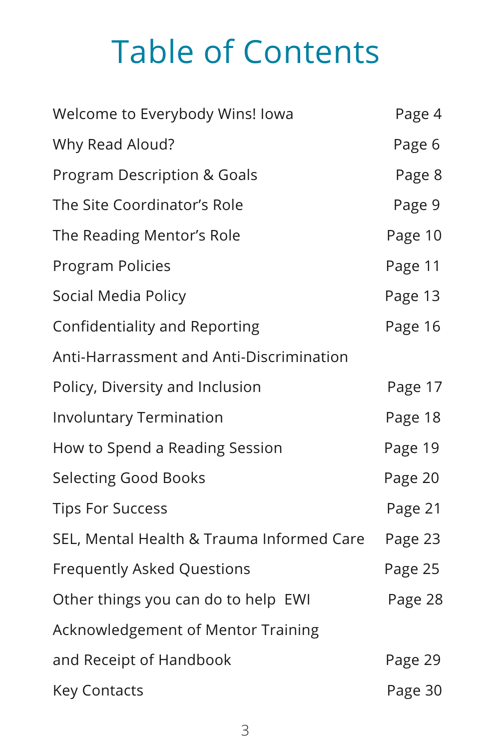# Table of Contents

| | |
|---|---|
| Welcome to Everybody Wins! Iowa | Page 4 |
| Why Read Aloud? | Page 6 |
| Program Description & Goals | Page 8 |
| The Site Coordinator's Role | Page 9 |
| The Reading Mentor's Role | Page 10 |
| Program Policies | Page 11 |
| Social Media Policy | Page 13 |
| Confidentiality and Reporting | Page 16 |
| Anti-Harrassment and Anti-Discrimination Policy, Diversity and Inclusion | Page 17 |
| Involuntary Termination | Page 18 |
| How to Spend a Reading Session | Page 19 |
| Selecting Good Books | Page 20 |
| Tips For Success | Page 21 |
| SEL, Mental Health & Trauma Informed Care | Page 23 |
| Frequently Asked Questions | Page 25 |
| Other things you can do to help EWI | Page 28 |
| Acknowledgement of Mentor Training and Receipt of Handbook | Page 29 |
| Key Contacts | Page 30 |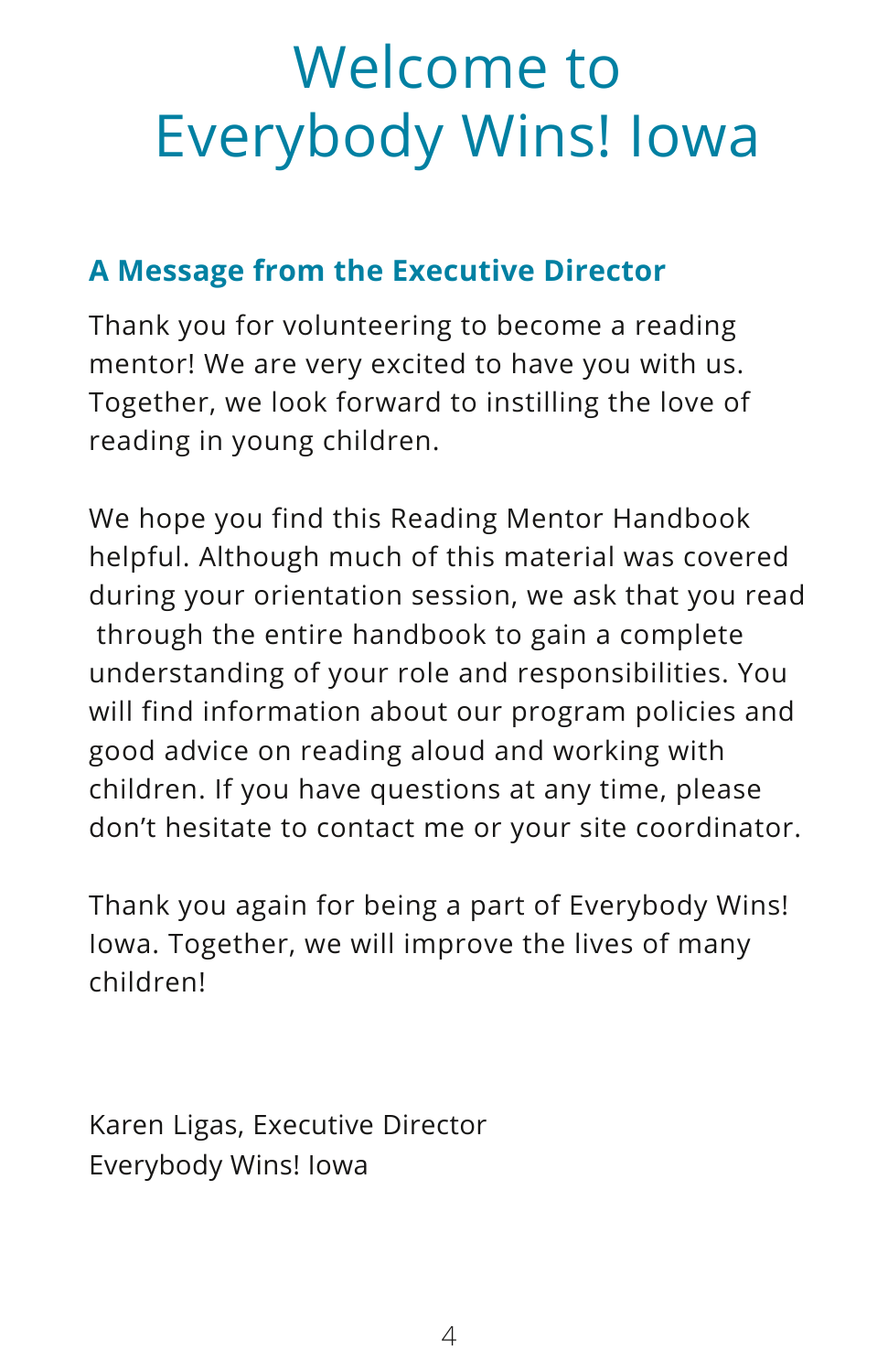# Welcome to Everybody Wins! Iowa

## A Message from the Executive Director

Thank you for volunteering to become a reading mentor! We are very excited to have you with us. Together, we look forward to instilling the love of reading in young children.

We hope you find this Reading Mentor Handbook helpful. Although much of this material was covered during your orientation session, we ask that you read through the entire handbook to gain a complete understanding of your role and responsibilities. You will find information about our program policies and good advice on reading aloud and working with children. If you have questions at any time, please don't hesitate to contact me or your site coordinator.

Thank you again for being a part of Everybody Wins! Iowa. Together, we will improve the lives of many children!

Karen Ligas, Executive Director
Everybody Wins! Iowa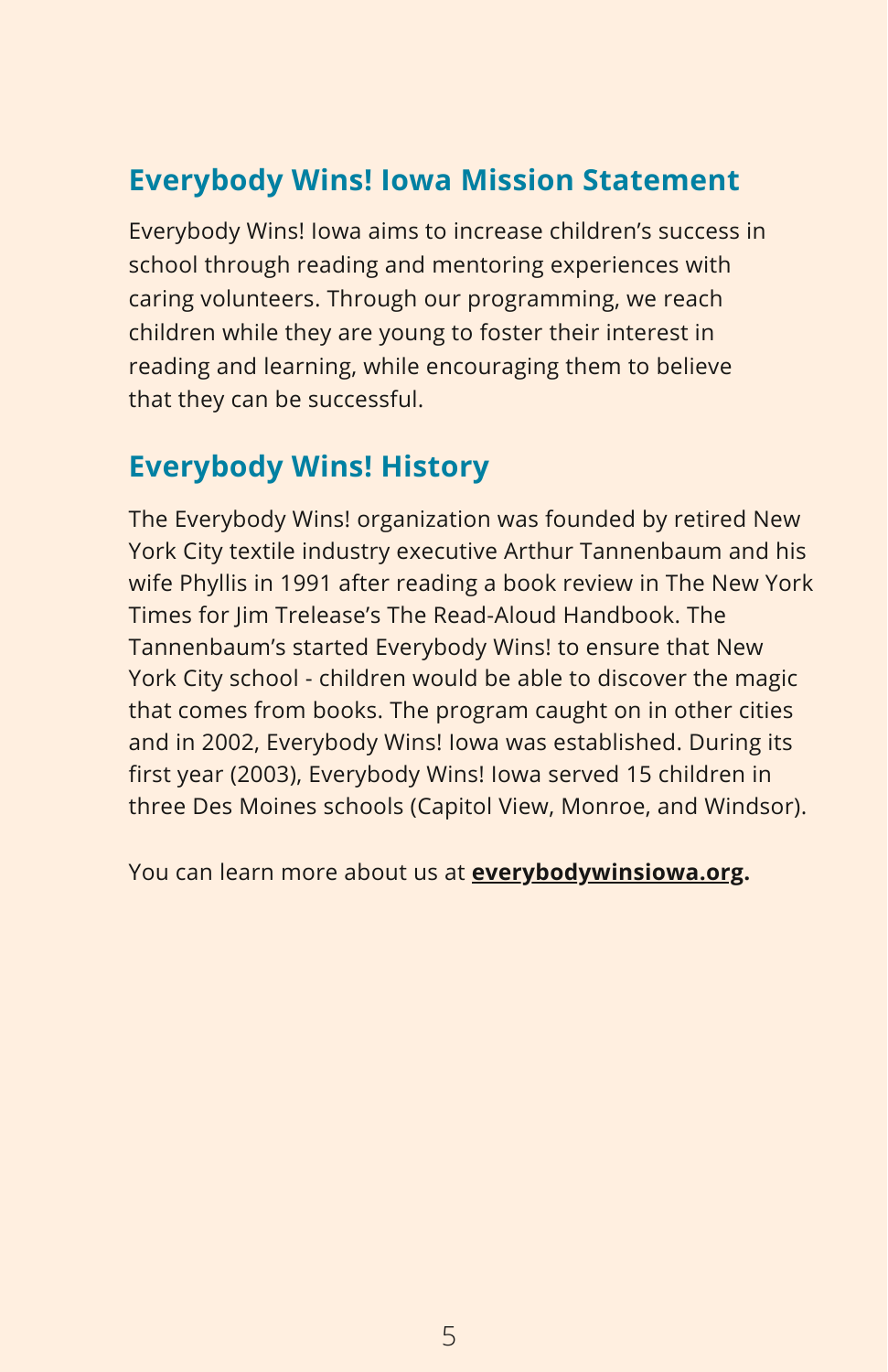## Everybody Wins! Iowa Mission Statement

Everybody Wins! Iowa aims to increase children's success in school through reading and mentoring experiences with caring volunteers. Through our programming, we reach children while they are young to foster their interest in reading and learning, while encouraging them to believe that they can be successful.

## Everybody Wins! History

The Everybody Wins! organization was founded by retired New York City textile industry executive Arthur Tannenbaum and his wife Phyllis in 1991 after reading a book review in The New York Times for Jim Trelease's The Read-Aloud Handbook. The Tannenbaum's started Everybody Wins! to ensure that New York City school - children would be able to discover the magic that comes from books. The program caught on in other cities and in 2002, Everybody Wins! Iowa was established. During its first year (2003), Everybody Wins! Iowa served 15 children in three Des Moines schools (Capitol View, Monroe, and Windsor).

You can learn more about us at **everybodywinsiowa.org.**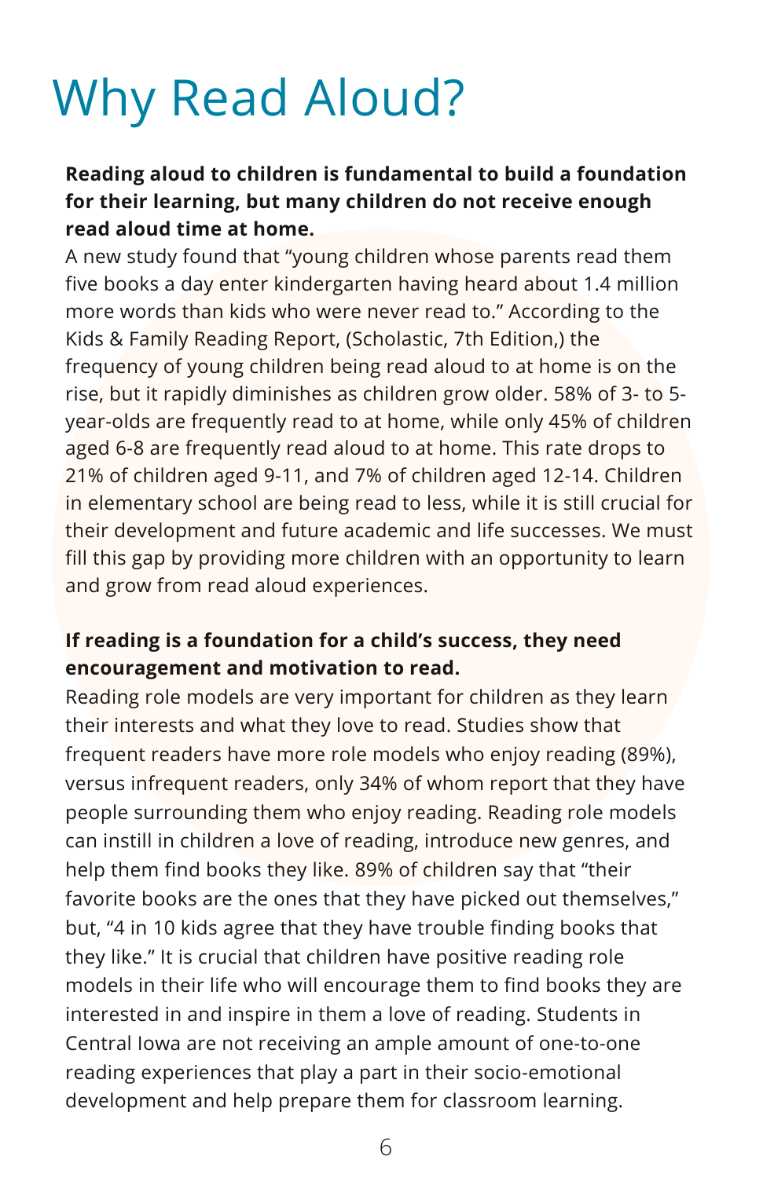# Why Read Aloud?

**Reading aloud to children is fundamental to build a foundation for their learning, but many children do not receive enough read aloud time at home.**
A new study found that "young children whose parents read them five books a day enter kindergarten having heard about 1.4 million more words than kids who were never read to." According to the Kids & Family Reading Report, (Scholastic, 7th Edition,) the frequency of young children being read aloud to at home is on the rise, but it rapidly diminishes as children grow older. 58% of 3- to 5-year-olds are frequently read to at home, while only 45% of children aged 6-8 are frequently read aloud to at home. This rate drops to 21% of children aged 9-11, and 7% of children aged 12-14. Children in elementary school are being read to less, while it is still crucial for their development and future academic and life successes. We must fill this gap by providing more children with an opportunity to learn and grow from read aloud experiences.

**If reading is a foundation for a child's success, they need encouragement and motivation to read.**
Reading role models are very important for children as they learn their interests and what they love to read. Studies show that frequent readers have more role models who enjoy reading (89%), versus infrequent readers, only 34% of whom report that they have people surrounding them who enjoy reading. Reading role models can instill in children a love of reading, introduce new genres, and help them find books they like. 89% of children say that "their favorite books are the ones that they have picked out themselves," but, "4 in 10 kids agree that they have trouble finding books that they like." It is crucial that children have positive reading role models in their life who will encourage them to find books they are interested in and inspire in them a love of reading. Students in Central Iowa are not receiving an ample amount of one-to-one reading experiences that play a part in their socio-emotional development and help prepare them for classroom learning.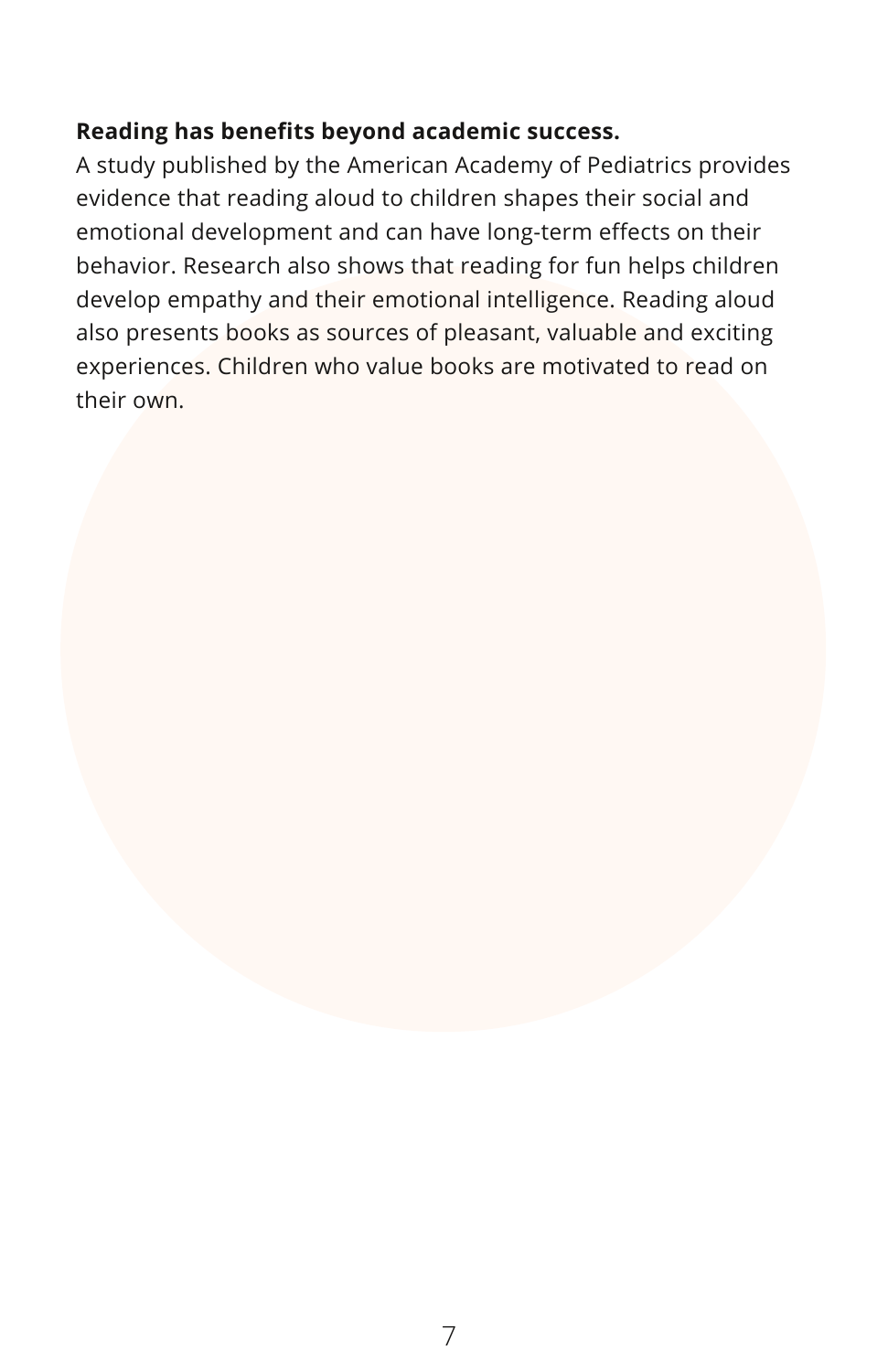**Reading has benefits beyond academic success.**

A study published by the American Academy of Pediatrics provides evidence that reading aloud to children shapes their social and emotional development and can have long-term effects on their behavior. Research also shows that reading for fun helps children develop empathy and their emotional intelligence. Reading aloud also presents books as sources of pleasant, valuable and exciting experiences. Children who value books are motivated to read on their own.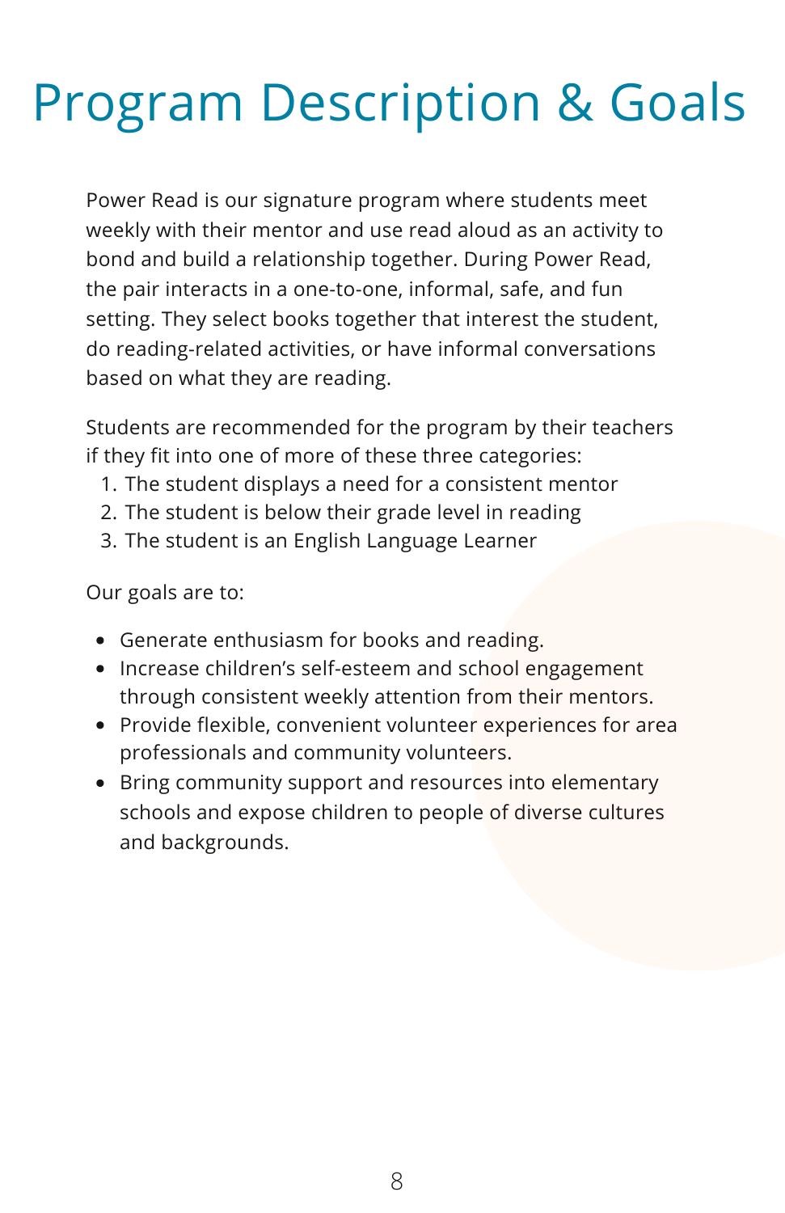# Program Description & Goals

Power Read is our signature program where students meet weekly with their mentor and use read aloud as an activity to bond and build a relationship together. During Power Read, the pair interacts in a one-to-one, informal, safe, and fun setting. They select books together that interest the student, do reading-related activities, or have informal conversations based on what they are reading.

Students are recommended for the program by their teachers if they fit into one of more of these three categories:

1. The student displays a need for a consistent mentor
2. The student is below their grade level in reading
3. The student is an English Language Learner

Our goals are to:

- Generate enthusiasm for books and reading.
- Increase children's self-esteem and school engagement through consistent weekly attention from their mentors.
- Provide flexible, convenient volunteer experiences for area professionals and community volunteers.
- Bring community support and resources into elementary schools and expose children to people of diverse cultures and backgrounds.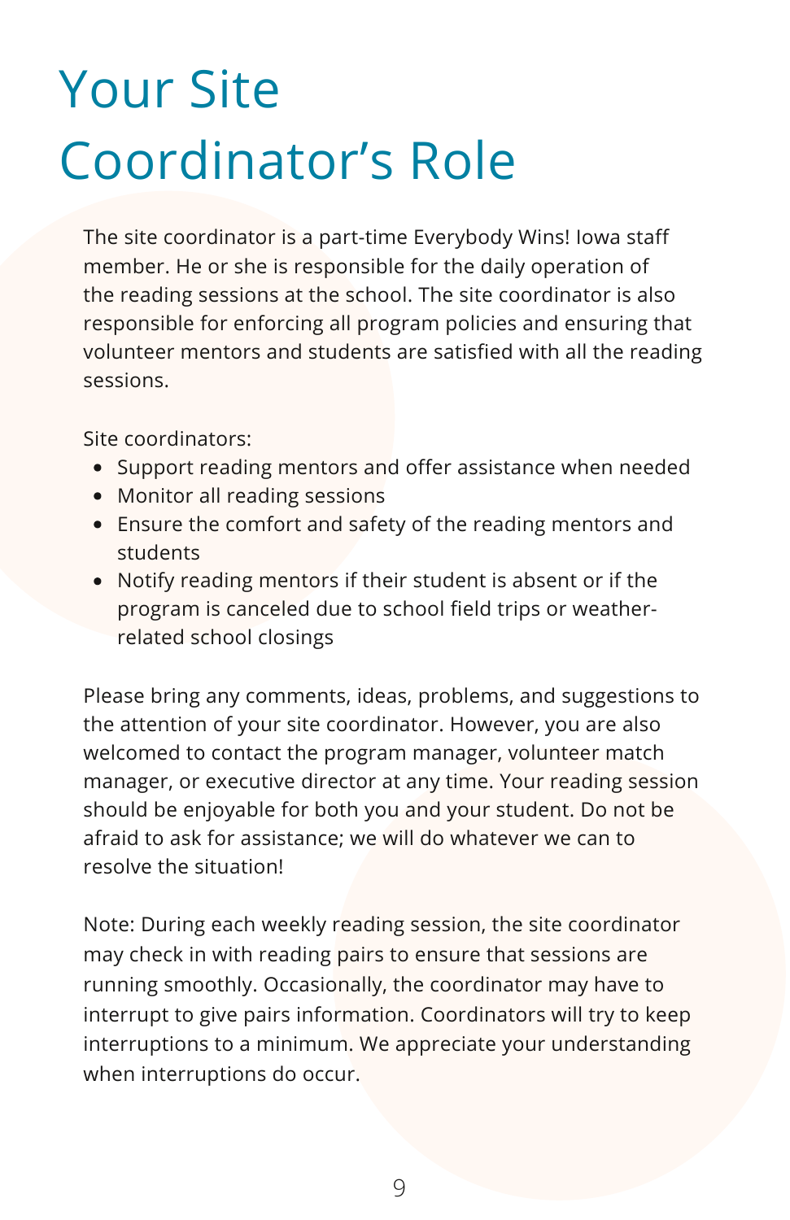# Your Site Coordinator's Role

The site coordinator is a part-time Everybody Wins! Iowa staff member. He or she is responsible for the daily operation of the reading sessions at the school. The site coordinator is also responsible for enforcing all program policies and ensuring that volunteer mentors and students are satisfied with all the reading sessions.

Site coordinators:

- Support reading mentors and offer assistance when needed
- Monitor all reading sessions
- Ensure the comfort and safety of the reading mentors and students
- Notify reading mentors if their student is absent or if the program is canceled due to school field trips or weather-related school closings

Please bring any comments, ideas, problems, and suggestions to the attention of your site coordinator. However, you are also welcomed to contact the program manager, volunteer match manager, or executive director at any time. Your reading session should be enjoyable for both you and your student. Do not be afraid to ask for assistance; we will do whatever we can to resolve the situation!

Note: During each weekly reading session, the site coordinator may check in with reading pairs to ensure that sessions are running smoothly. Occasionally, the coordinator may have to interrupt to give pairs information. Coordinators will try to keep interruptions to a minimum. We appreciate your understanding when interruptions do occur.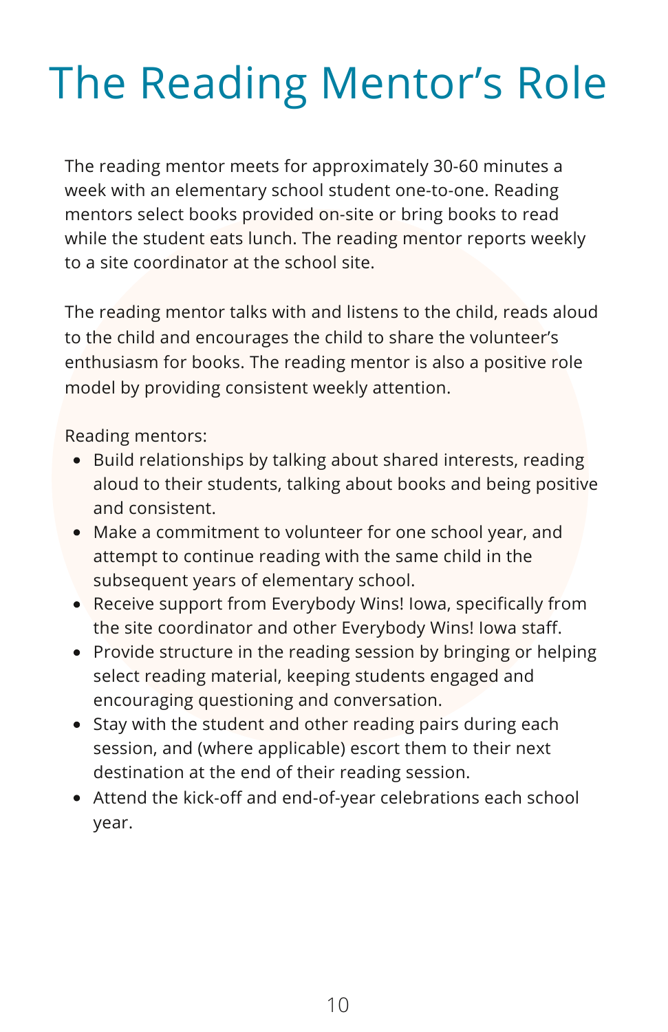# The Reading Mentor's Role

The reading mentor meets for approximately 30-60 minutes a week with an elementary school student one-to-one. Reading mentors select books provided on-site or bring books to read while the student eats lunch. The reading mentor reports weekly to a site coordinator at the school site.

The reading mentor talks with and listens to the child, reads aloud to the child and encourages the child to share the volunteer's enthusiasm for books. The reading mentor is also a positive role model by providing consistent weekly attention.

Reading mentors:

- Build relationships by talking about shared interests, reading aloud to their students, talking about books and being positive and consistent.
- Make a commitment to volunteer for one school year, and attempt to continue reading with the same child in the subsequent years of elementary school.
- Receive support from Everybody Wins! Iowa, specifically from the site coordinator and other Everybody Wins! Iowa staff.
- Provide structure in the reading session by bringing or helping select reading material, keeping students engaged and encouraging questioning and conversation.
- Stay with the student and other reading pairs during each session, and (where applicable) escort them to their next destination at the end of their reading session.
- Attend the kick-off and end-of-year celebrations each school year.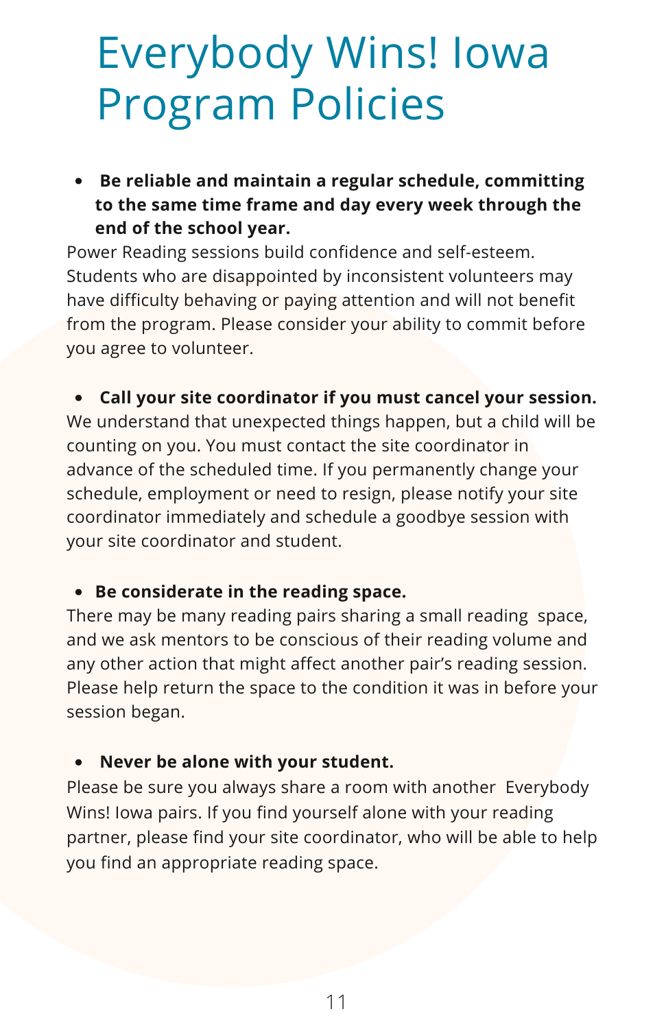# Everybody Wins! Iowa Program Policies

- **Be reliable and maintain a regular schedule, committing to the same time frame and day every week through the end of the school year.**

Power Reading sessions build confidence and self-esteem. Students who are disappointed by inconsistent volunteers may have difficulty behaving or paying attention and will not benefit from the program. Please consider your ability to commit before you agree to volunteer.

- **Call your site coordinator if you must cancel your session.**

We understand that unexpected things happen, but a child will be counting on you. You must contact the site coordinator in advance of the scheduled time. If you permanently change your schedule, employment or need to resign, please notify your site coordinator immediately and schedule a goodbye session with your site coordinator and student.

- **Be considerate in the reading space.**

There may be many reading pairs sharing a small reading space, and we ask mentors to be conscious of their reading volume and any other action that might affect another pair's reading session. Please help return the space to the condition it was in before your session began.

- **Never be alone with your student.**

Please be sure you always share a room with another Everybody Wins! Iowa pairs. If you find yourself alone with your reading partner, please find your site coordinator, who will be able to help you find an appropriate reading space.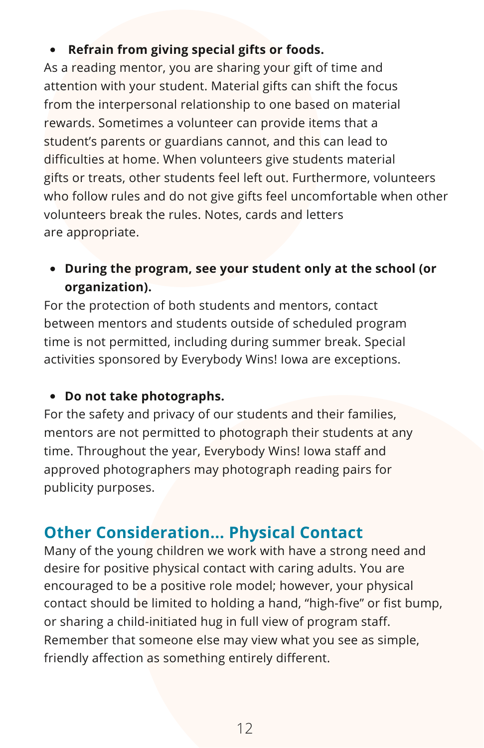- **Refrain from giving special gifts or foods.**

As a reading mentor, you are sharing your gift of time and attention with your student. Material gifts can shift the focus from the interpersonal relationship to one based on material rewards. Sometimes a volunteer can provide items that a student's parents or guardians cannot, and this can lead to difficulties at home. When volunteers give students material gifts or treats, other students feel left out. Furthermore, volunteers who follow rules and do not give gifts feel uncomfortable when other volunteers break the rules. Notes, cards and letters are appropriate.

- **During the program, see your student only at the school (or organization).**

For the protection of both students and mentors, contact between mentors and students outside of scheduled program time is not permitted, including during summer break. Special activities sponsored by Everybody Wins! Iowa are exceptions.

- **Do not take photographs.**

For the safety and privacy of our students and their families, mentors are not permitted to photograph their students at any time. Throughout the year, Everybody Wins! Iowa staff and approved photographers may photograph reading pairs for publicity purposes.

## Other Consideration... Physical Contact

Many of the young children we work with have a strong need and desire for positive physical contact with caring adults. You are encouraged to be a positive role model; however, your physical contact should be limited to holding a hand, "high-five" or fist bump, or sharing a child-initiated hug in full view of program staff. Remember that someone else may view what you see as simple, friendly affection as something entirely different.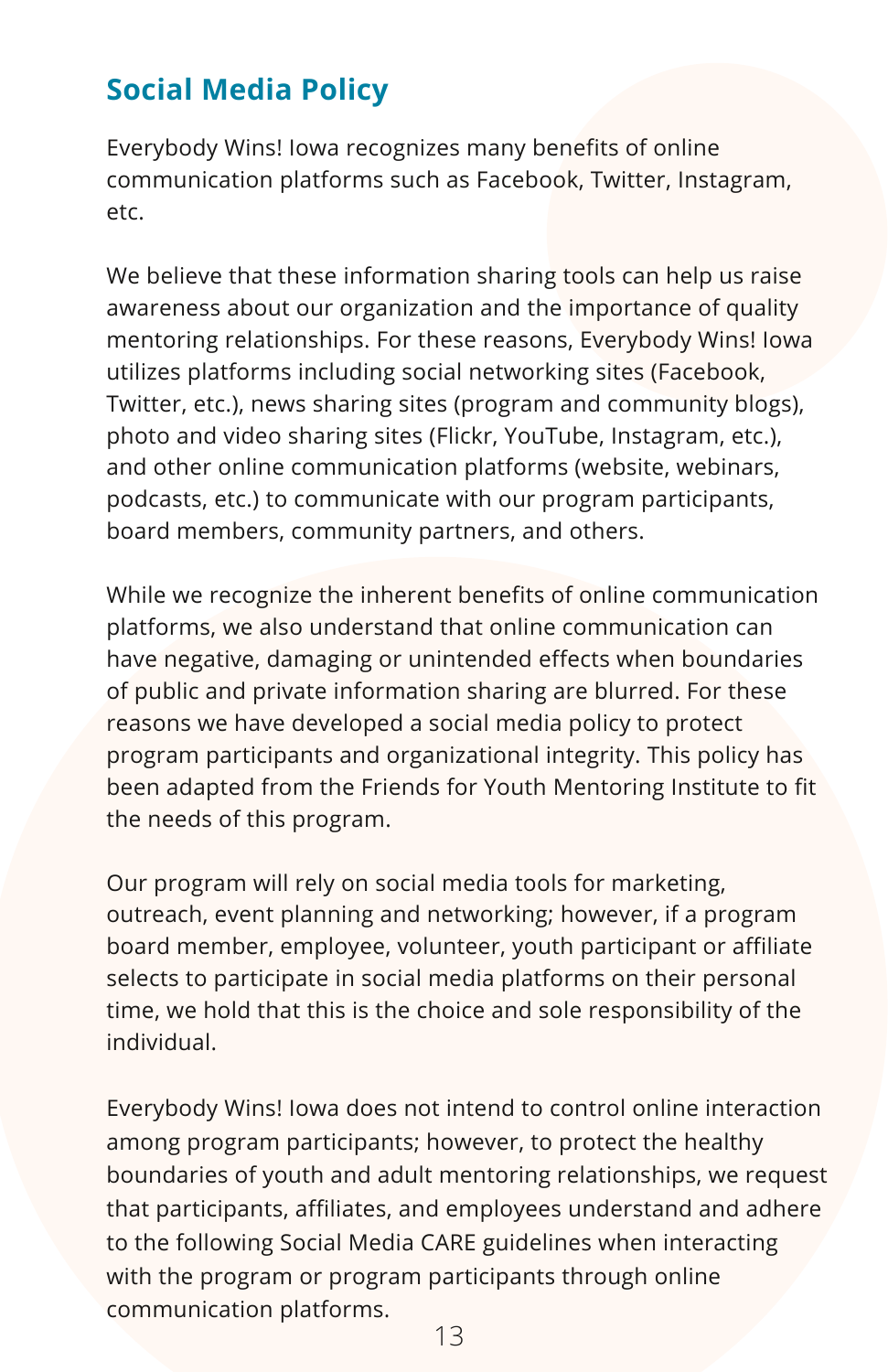## Social Media Policy

Everybody Wins! Iowa recognizes many benefits of online communication platforms such as Facebook, Twitter, Instagram, etc.

We believe that these information sharing tools can help us raise awareness about our organization and the importance of quality mentoring relationships. For these reasons, Everybody Wins! Iowa utilizes platforms including social networking sites (Facebook, Twitter, etc.), news sharing sites (program and community blogs), photo and video sharing sites (Flickr, YouTube, Instagram, etc.), and other online communication platforms (website, webinars, podcasts, etc.) to communicate with our program participants, board members, community partners, and others.

While we recognize the inherent benefits of online communication platforms, we also understand that online communication can have negative, damaging or unintended effects when boundaries of public and private information sharing are blurred. For these reasons we have developed a social media policy to protect program participants and organizational integrity. This policy has been adapted from the Friends for Youth Mentoring Institute to fit the needs of this program.

Our program will rely on social media tools for marketing, outreach, event planning and networking; however, if a program board member, employee, volunteer, youth participant or affiliate selects to participate in social media platforms on their personal time, we hold that this is the choice and sole responsibility of the individual.

Everybody Wins! Iowa does not intend to control online interaction among program participants; however, to protect the healthy boundaries of youth and adult mentoring relationships, we request that participants, affiliates, and employees understand and adhere to the following Social Media CARE guidelines when interacting with the program or program participants through online communication platforms.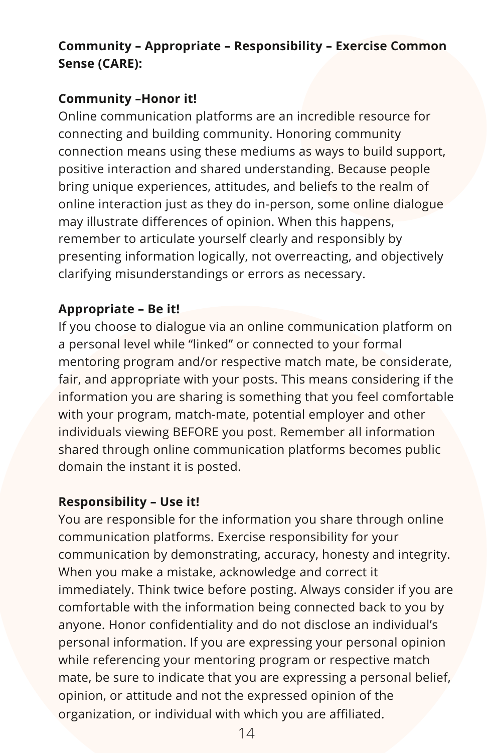**Community – Appropriate – Responsibility – Exercise Common Sense (CARE):**

**Community –Honor it!**

Online communication platforms are an incredible resource for connecting and building community. Honoring community connection means using these mediums as ways to build support, positive interaction and shared understanding. Because people bring unique experiences, attitudes, and beliefs to the realm of online interaction just as they do in-person, some online dialogue may illustrate differences of opinion. When this happens, remember to articulate yourself clearly and responsibly by presenting information logically, not overreacting, and objectively clarifying misunderstandings or errors as necessary.

**Appropriate – Be it!**

If you choose to dialogue via an online communication platform on a personal level while "linked" or connected to your formal mentoring program and/or respective match mate, be considerate, fair, and appropriate with your posts. This means considering if the information you are sharing is something that you feel comfortable with your program, match-mate, potential employer and other individuals viewing BEFORE you post. Remember all information shared through online communication platforms becomes public domain the instant it is posted.

**Responsibility – Use it!**

You are responsible for the information you share through online communication platforms. Exercise responsibility for your communication by demonstrating, accuracy, honesty and integrity. When you make a mistake, acknowledge and correct it immediately. Think twice before posting. Always consider if you are comfortable with the information being connected back to you by anyone. Honor confidentiality and do not disclose an individual's personal information. If you are expressing your personal opinion while referencing your mentoring program or respective match mate, be sure to indicate that you are expressing a personal belief, opinion, or attitude and not the expressed opinion of the organization, or individual with which you are affiliated.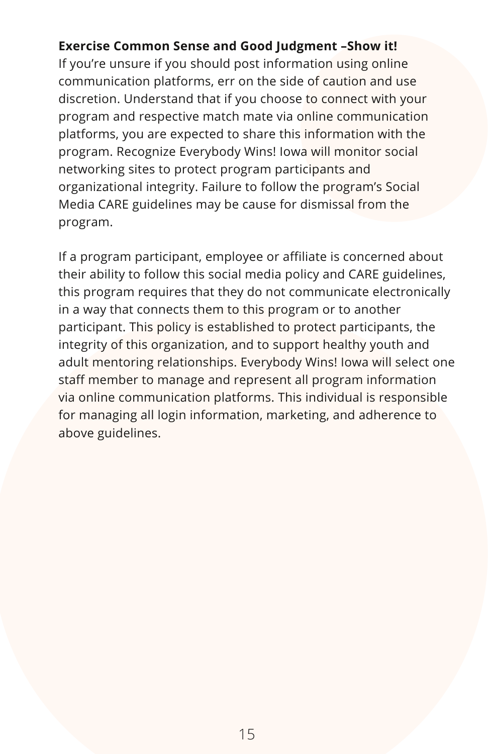**Exercise Common Sense and Good Judgment –Show it!**
If you're unsure if you should post information using online communication platforms, err on the side of caution and use discretion. Understand that if you choose to connect with your program and respective match mate via online communication platforms, you are expected to share this information with the program. Recognize Everybody Wins! Iowa will monitor social networking sites to protect program participants and organizational integrity. Failure to follow the program's Social Media CARE guidelines may be cause for dismissal from the program.

If a program participant, employee or affiliate is concerned about their ability to follow this social media policy and CARE guidelines, this program requires that they do not communicate electronically in a way that connects them to this program or to another participant. This policy is established to protect participants, the integrity of this organization, and to support healthy youth and adult mentoring relationships. Everybody Wins! Iowa will select one staff member to manage and represent all program information via online communication platforms. This individual is responsible for managing all login information, marketing, and adherence to above guidelines.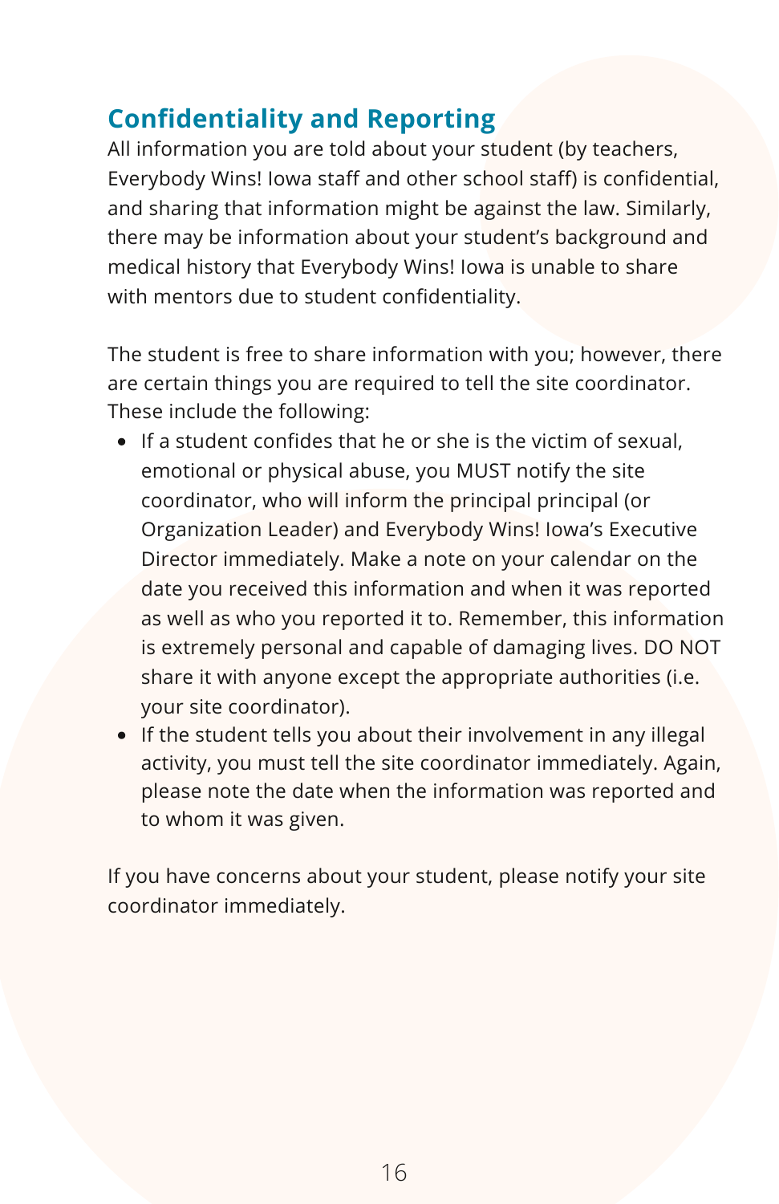## Confidentiality and Reporting

All information you are told about your student (by teachers, Everybody Wins! Iowa staff and other school staff) is confidential, and sharing that information might be against the law. Similarly, there may be information about your student's background and medical history that Everybody Wins! Iowa is unable to share with mentors due to student confidentiality.

The student is free to share information with you; however, there are certain things you are required to tell the site coordinator. These include the following:

- If a student confides that he or she is the victim of sexual, emotional or physical abuse, you MUST notify the site coordinator, who will inform the principal principal (or Organization Leader) and Everybody Wins! Iowa's Executive Director immediately. Make a note on your calendar on the date you received this information and when it was reported as well as who you reported it to. Remember, this information is extremely personal and capable of damaging lives. DO NOT share it with anyone except the appropriate authorities (i.e. your site coordinator).
- If the student tells you about their involvement in any illegal activity, you must tell the site coordinator immediately. Again, please note the date when the information was reported and to whom it was given.

If you have concerns about your student, please notify your site coordinator immediately.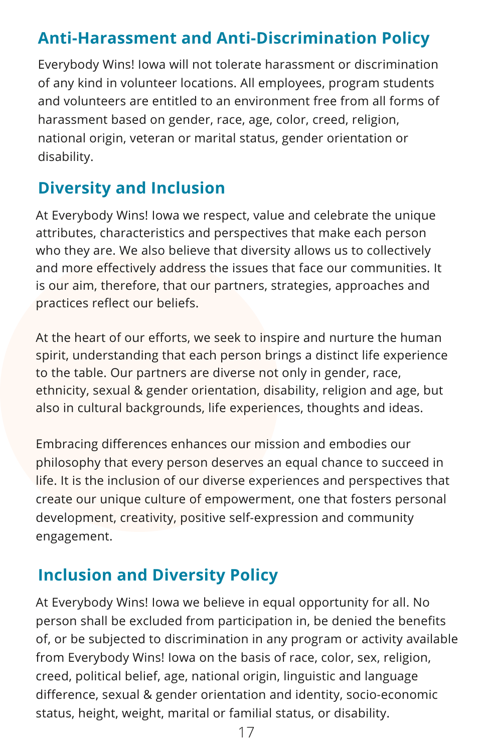## Anti-Harassment and Anti-Discrimination Policy

Everybody Wins! Iowa will not tolerate harassment or discrimination of any kind in volunteer locations. All employees, program students and volunteers are entitled to an environment free from all forms of harassment based on gender, race, age, color, creed, religion, national origin, veteran or marital status, gender orientation or disability.

## Diversity and Inclusion

At Everybody Wins! Iowa we respect, value and celebrate the unique attributes, characteristics and perspectives that make each person who they are. We also believe that diversity allows us to collectively and more effectively address the issues that face our communities. It is our aim, therefore, that our partners, strategies, approaches and practices reflect our beliefs.

At the heart of our efforts, we seek to inspire and nurture the human spirit, understanding that each person brings a distinct life experience to the table. Our partners are diverse not only in gender, race, ethnicity, sexual & gender orientation, disability, religion and age, but also in cultural backgrounds, life experiences, thoughts and ideas.

Embracing differences enhances our mission and embodies our philosophy that every person deserves an equal chance to succeed in life. It is the inclusion of our diverse experiences and perspectives that create our unique culture of empowerment, one that fosters personal development, creativity, positive self-expression and community engagement.

## Inclusion and Diversity Policy

At Everybody Wins! Iowa we believe in equal opportunity for all. No person shall be excluded from participation in, be denied the benefits of, or be subjected to discrimination in any program or activity available from Everybody Wins! Iowa on the basis of race, color, sex, religion, creed, political belief, age, national origin, linguistic and language difference, sexual & gender orientation and identity, socio-economic status, height, weight, marital or familial status, or disability.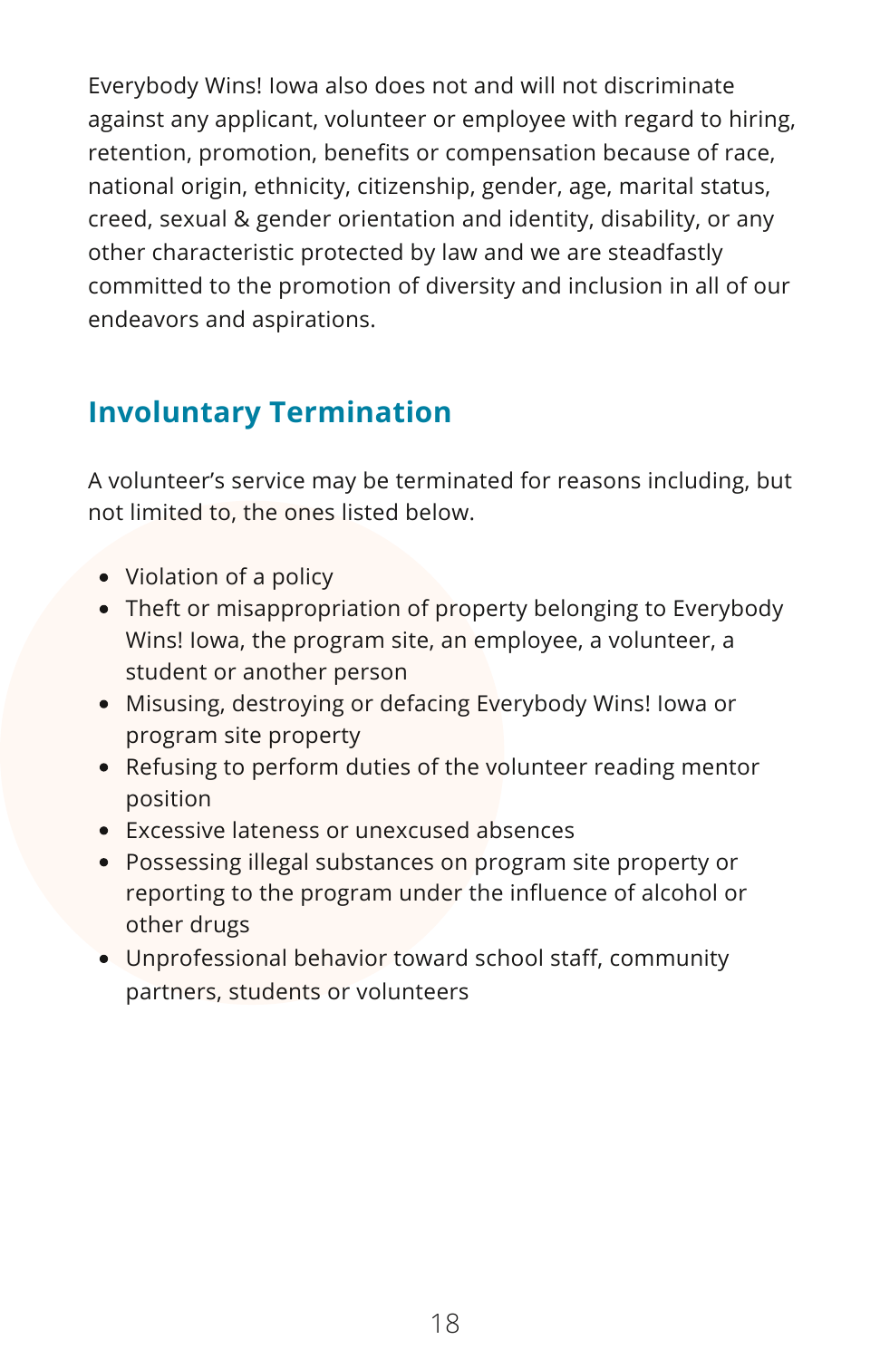Everybody Wins! Iowa also does not and will not discriminate against any applicant, volunteer or employee with regard to hiring, retention, promotion, benefits or compensation because of race, national origin, ethnicity, citizenship, gender, age, marital status, creed, sexual & gender orientation and identity, disability, or any other characteristic protected by law and we are steadfastly committed to the promotion of diversity and inclusion in all of our endeavors and aspirations.

## Involuntary Termination

A volunteer's service may be terminated for reasons including, but not limited to, the ones listed below.

- Violation of a policy
- Theft or misappropriation of property belonging to Everybody Wins! Iowa, the program site, an employee, a volunteer, a student or another person
- Misusing, destroying or defacing Everybody Wins! Iowa or program site property
- Refusing to perform duties of the volunteer reading mentor position
- Excessive lateness or unexcused absences
- Possessing illegal substances on program site property or reporting to the program under the influence of alcohol or other drugs
- Unprofessional behavior toward school staff, community partners, students or volunteers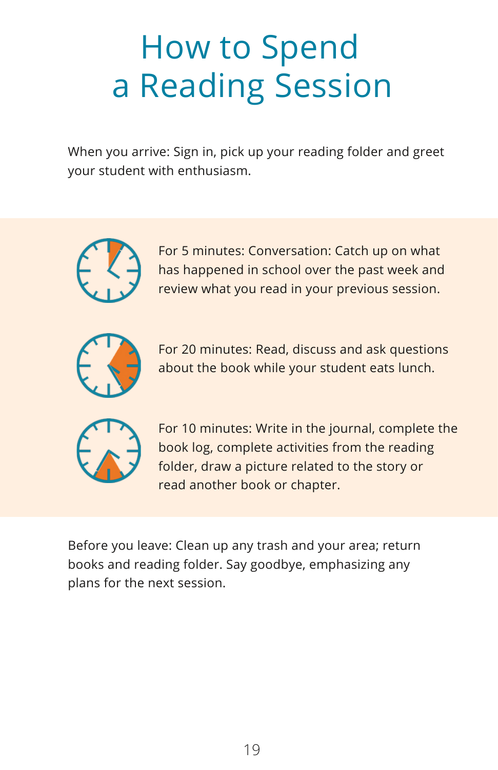# How to Spend a Reading Session

When you arrive: Sign in, pick up your reading folder and greet your student with enthusiasm.

For 5 minutes: Conversation: Catch up on what has happened in school over the past week and review what you read in your previous session.

For 20 minutes: Read, discuss and ask questions about the book while your student eats lunch.

For 10 minutes: Write in the journal, complete the book log, complete activities from the reading folder, draw a picture related to the story or read another book or chapter.

Before you leave: Clean up any trash and your area; return books and reading folder. Say goodbye, emphasizing any plans for the next session.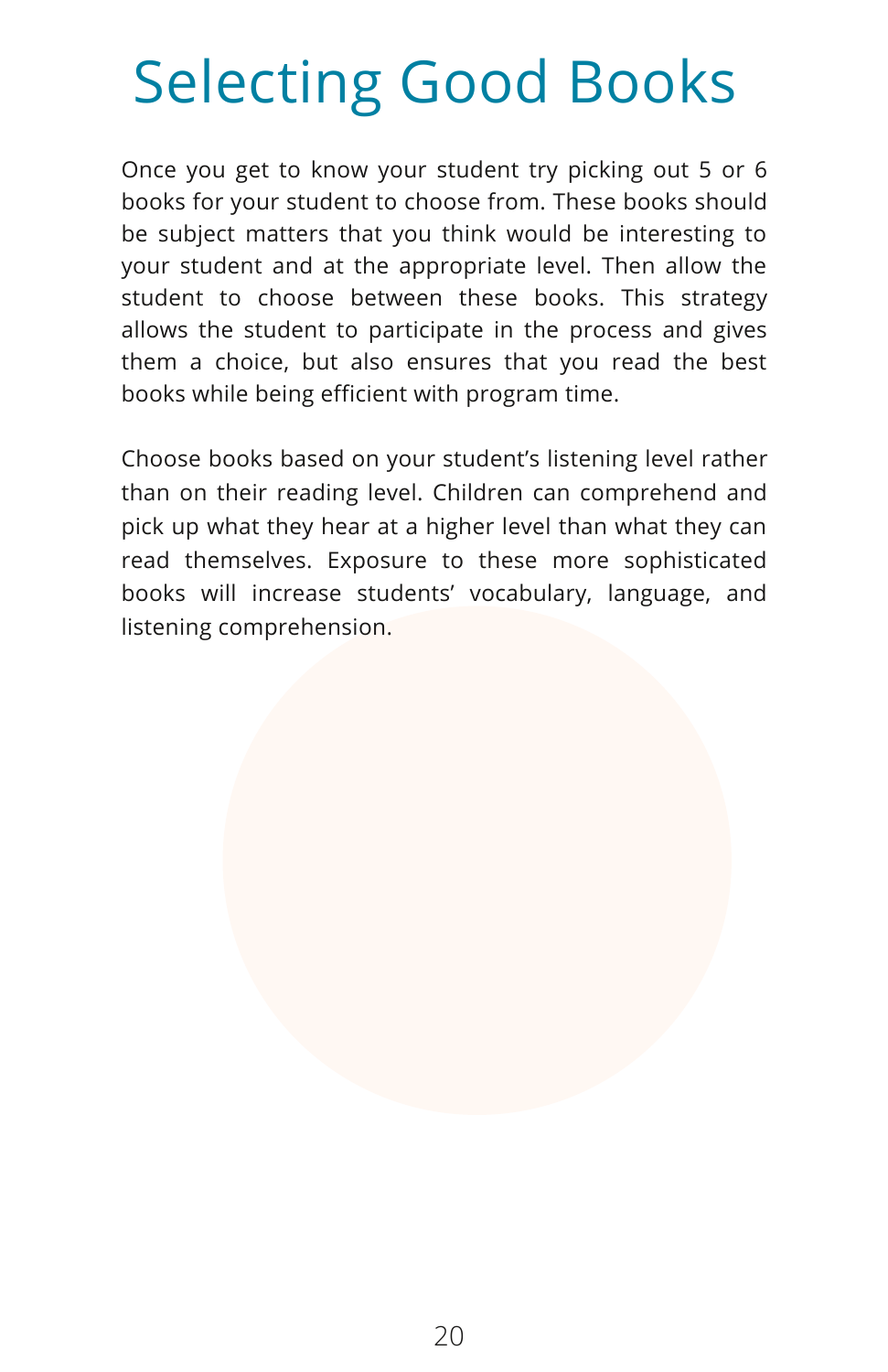# Selecting Good Books

Once you get to know your student try picking out 5 or 6 books for your student to choose from. These books should be subject matters that you think would be interesting to your student and at the appropriate level. Then allow the student to choose between these books. This strategy allows the student to participate in the process and gives them a choice, but also ensures that you read the best books while being efficient with program time.

Choose books based on your student's listening level rather than on their reading level. Children can comprehend and pick up what they hear at a higher level than what they can read themselves. Exposure to these more sophisticated books will increase students' vocabulary, language, and listening comprehension.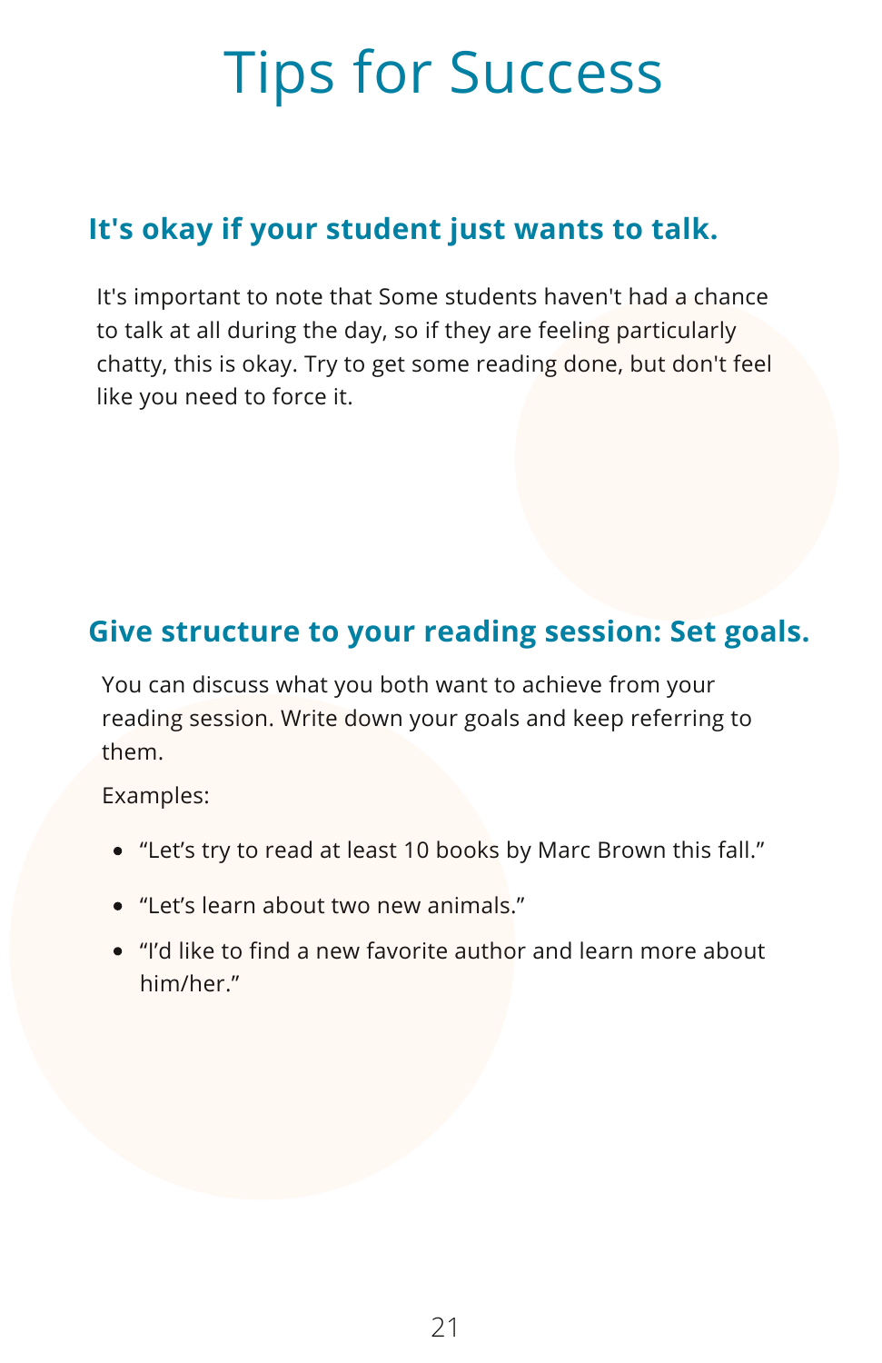# Tips for Success

## It's okay if your student just wants to talk.

It's important to note that Some students haven't had a chance to talk at all during the day, so if they are feeling particularly chatty, this is okay. Try to get some reading done, but don't feel like you need to force it.

## Give structure to your reading session: Set goals.

You can discuss what you both want to achieve from your reading session. Write down your goals and keep referring to them.

Examples:

- “Let’s try to read at least 10 books by Marc Brown this fall.”
- “Let’s learn about two new animals.”
- “I’d like to find a new favorite author and learn more about him/her.”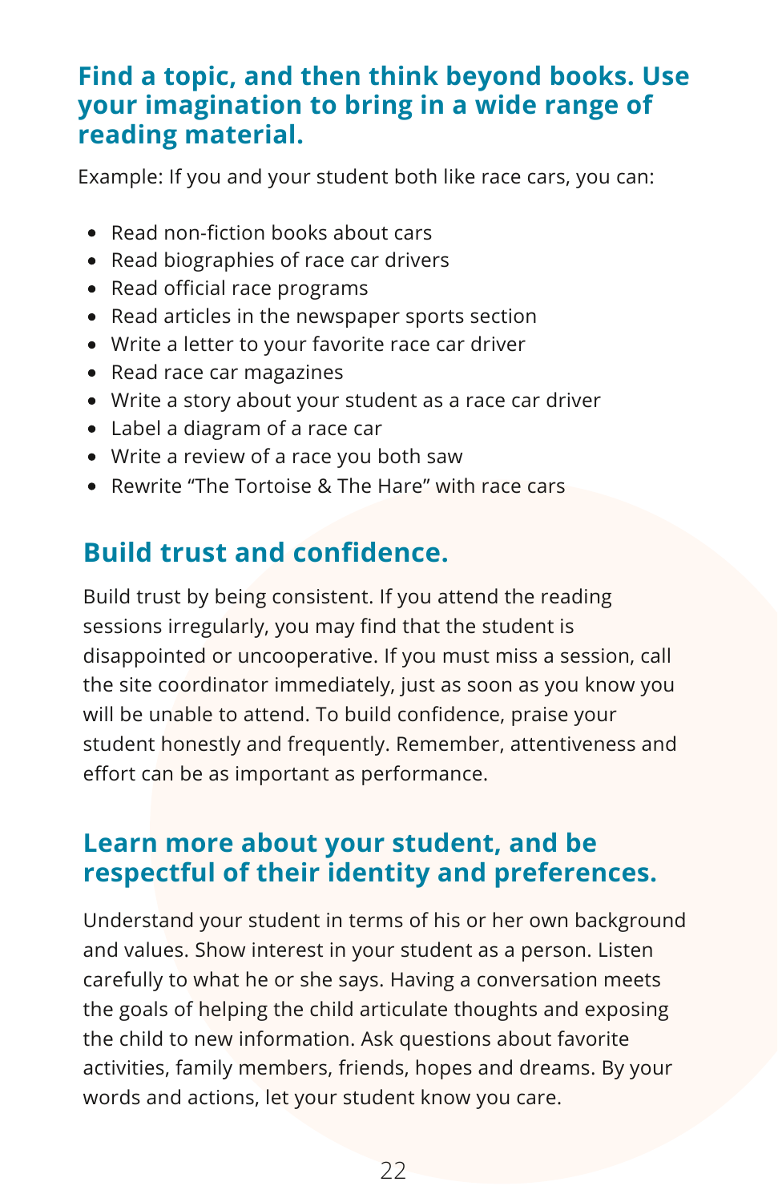## Find a topic, and then think beyond books. Use your imagination to bring in a wide range of reading material.

Example: If you and your student both like race cars, you can:

- Read non-fiction books about cars
- Read biographies of race car drivers
- Read official race programs
- Read articles in the newspaper sports section
- Write a letter to your favorite race car driver
- Read race car magazines
- Write a story about your student as a race car driver
- Label a diagram of a race car
- Write a review of a race you both saw
- Rewrite "The Tortoise & The Hare" with race cars

## Build trust and confidence.

Build trust by being consistent. If you attend the reading sessions irregularly, you may find that the student is disappointed or uncooperative. If you must miss a session, call the site coordinator immediately, just as soon as you know you will be unable to attend. To build confidence, praise your student honestly and frequently. Remember, attentiveness and effort can be as important as performance.

## Learn more about your student, and be respectful of their identity and preferences.

Understand your student in terms of his or her own background and values. Show interest in your student as a person. Listen carefully to what he or she says. Having a conversation meets the goals of helping the child articulate thoughts and exposing the child to new information. Ask questions about favorite activities, family members, friends, hopes and dreams. By your words and actions, let your student know you care.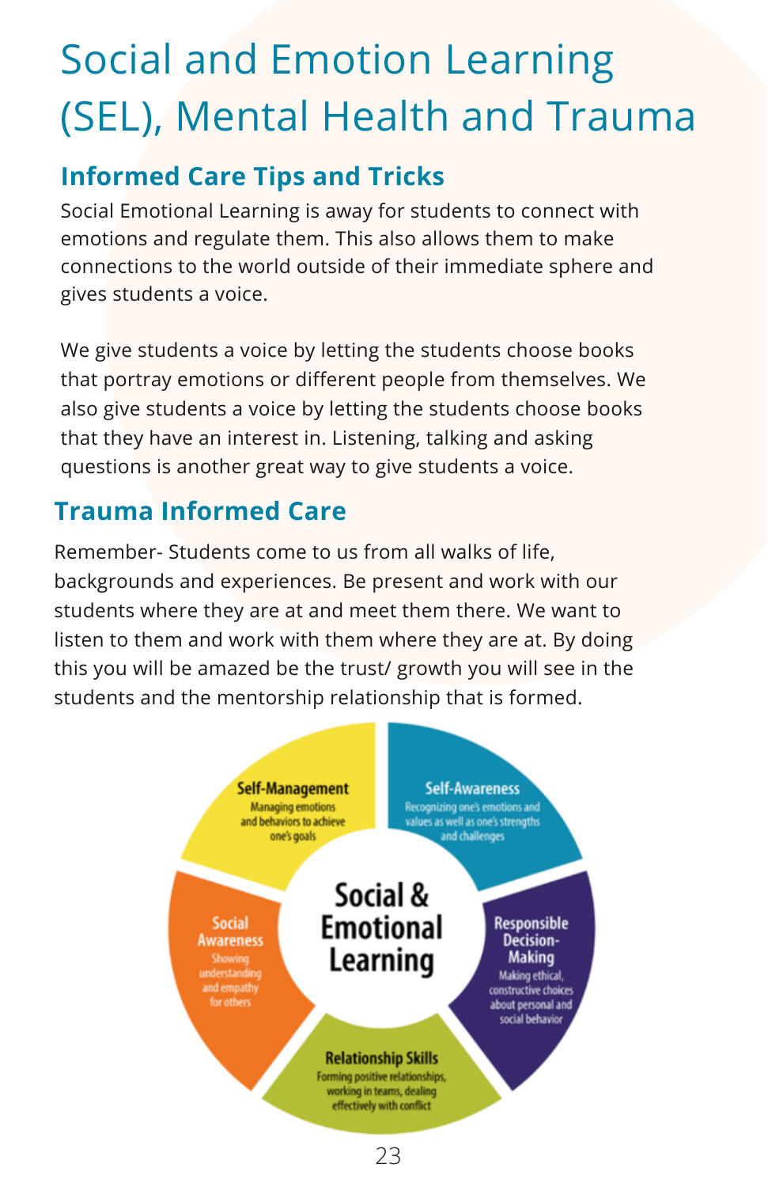# Social and Emotion Learning (SEL), Mental Health and Trauma

## Informed Care Tips and Tricks

Social Emotional Learning is away for students to connect with emotions and regulate them. This also allows them to make connections to the world outside of their immediate sphere and gives students a voice.

We give students a voice by letting the students choose books that portray emotions or different people from themselves. We also give students a voice by letting the students choose books that they have an interest in. Listening, talking and asking questions is another great way to give students a voice.

## Trauma Informed Care

Remember- Students come to us from all walks of life, backgrounds and experiences. Be present and work with our students where they are at and meet them there. We want to listen to them and work with them where they are at. By doing this you will be amazed be the trust/ growth you will see in the students and the mentorship relationship that is formed.

**Social & Emotional Learning**

- **Self-Management** – Managing emotions and behaviors to achieve one's goals
- **Self-Awareness** – Recognizing one's emotions and values as well as one's strengths and challenges
- **Responsible Decision-Making** – Making ethical, constructive choices about personal and social behavior
- **Relationship Skills** – Forming positive relationships, working in teams, dealing effectively with conflict
- **Social Awareness** – Showing understanding and empathy for others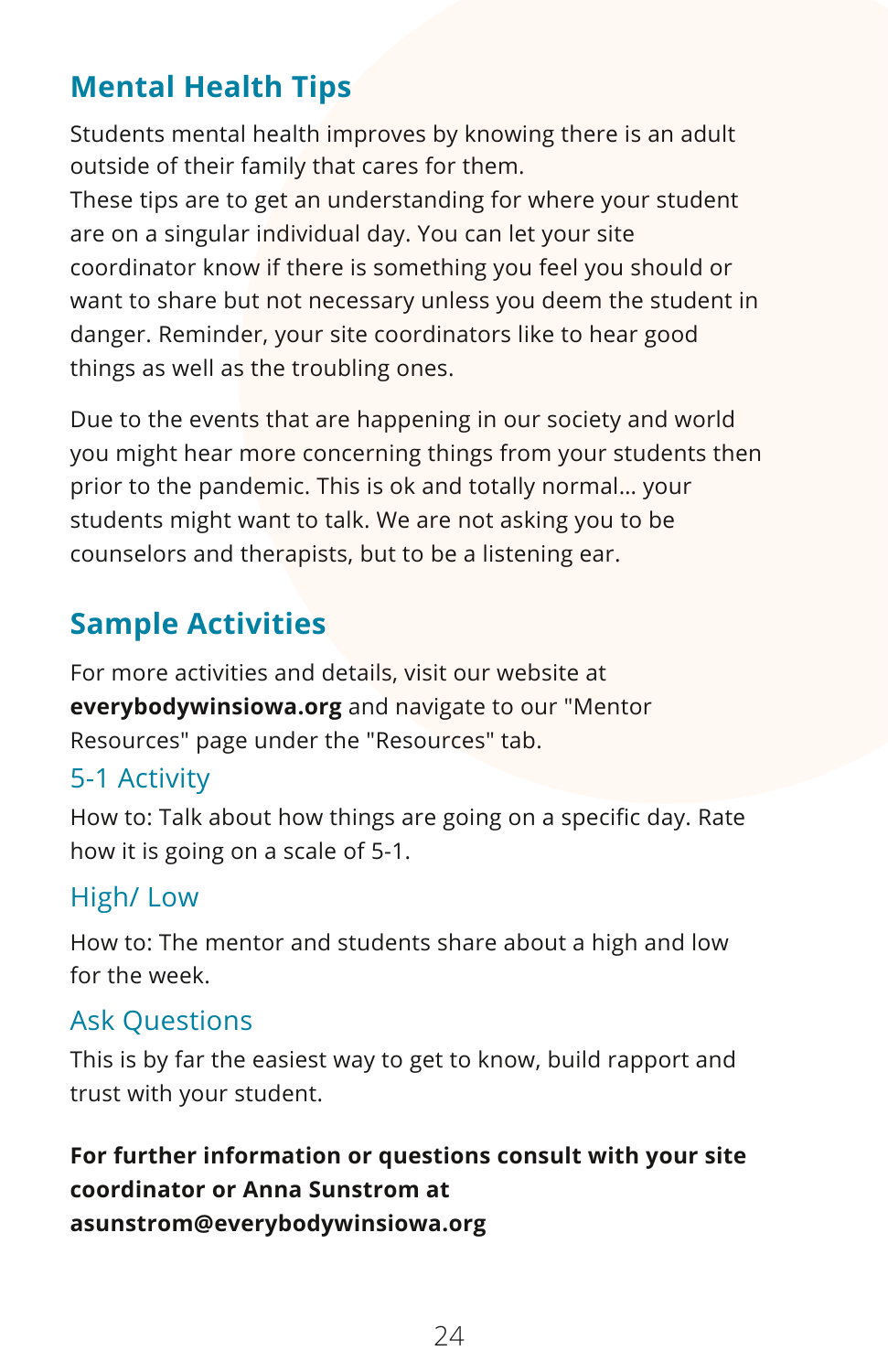## Mental Health Tips

Students mental health improves by knowing there is an adult outside of their family that cares for them.
These tips are to get an understanding for where your student are on a singular individual day. You can let your site coordinator know if there is something you feel you should or want to share but not necessary unless you deem the student in danger. Reminder, your site coordinators like to hear good things as well as the troubling ones.

Due to the events that are happening in our society and world you might hear more concerning things from your students then prior to the pandemic. This is ok and totally normal... your students might want to talk. We are not asking you to be counselors and therapists, but to be a listening ear.

## Sample Activities

For more activities and details, visit our website at **everybodywinsiowa.org** and navigate to our "Mentor Resources" page under the "Resources" tab.

### 5-1 Activity

How to: Talk about how things are going on a specific day. Rate how it is going on a scale of 5-1.

### High/ Low

How to: The mentor and students share about a high and low for the week.

### Ask Questions

This is by far the easiest way to get to know, build rapport and trust with your student.

**For further information or questions consult with your site coordinator or Anna Sunstrom at asunstrom@everybodywinsiowa.org**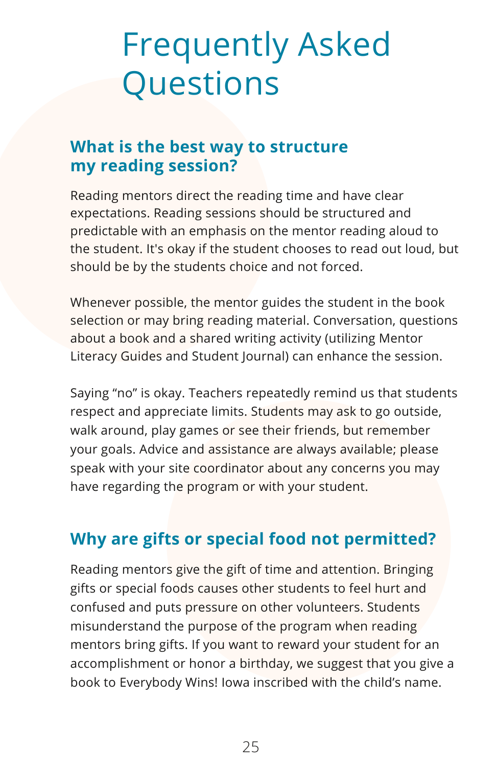# Frequently Asked Questions

## What is the best way to structure my reading session?

Reading mentors direct the reading time and have clear expectations. Reading sessions should be structured and predictable with an emphasis on the mentor reading aloud to the student. It's okay if the student chooses to read out loud, but should be by the students choice and not forced.

Whenever possible, the mentor guides the student in the book selection or may bring reading material. Conversation, questions about a book and a shared writing activity (utilizing Mentor Literacy Guides and Student Journal) can enhance the session.

Saying "no" is okay. Teachers repeatedly remind us that students respect and appreciate limits. Students may ask to go outside, walk around, play games or see their friends, but remember your goals. Advice and assistance are always available; please speak with your site coordinator about any concerns you may have regarding the program or with your student.

## Why are gifts or special food not permitted?

Reading mentors give the gift of time and attention. Bringing gifts or special foods causes other students to feel hurt and confused and puts pressure on other volunteers. Students misunderstand the purpose of the program when reading mentors bring gifts. If you want to reward your student for an accomplishment or honor a birthday, we suggest that you give a book to Everybody Wins! Iowa inscribed with the child's name.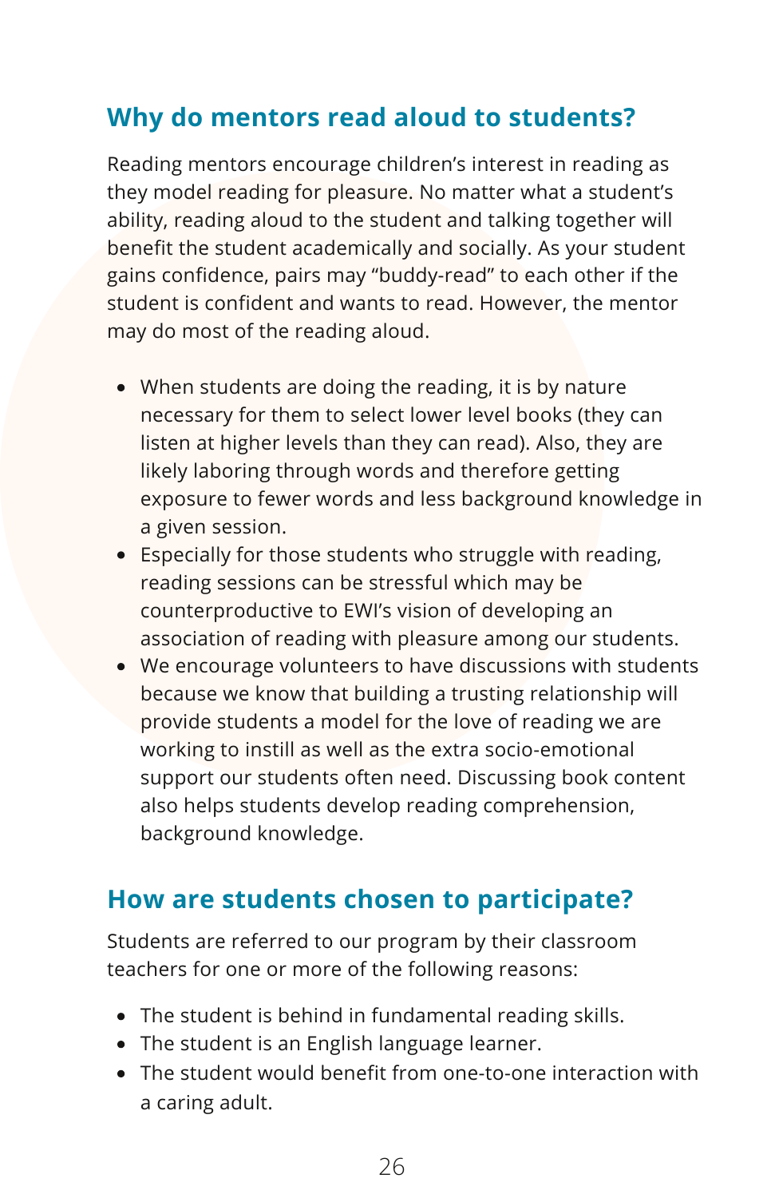## Why do mentors read aloud to students?

Reading mentors encourage children's interest in reading as they model reading for pleasure. No matter what a student's ability, reading aloud to the student and talking together will benefit the student academically and socially. As your student gains confidence, pairs may "buddy-read" to each other if the student is confident and wants to read. However, the mentor may do most of the reading aloud.

- When students are doing the reading, it is by nature necessary for them to select lower level books (they can listen at higher levels than they can read). Also, they are likely laboring through words and therefore getting exposure to fewer words and less background knowledge in a given session.
- Especially for those students who struggle with reading, reading sessions can be stressful which may be counterproductive to EWI's vision of developing an association of reading with pleasure among our students.
- We encourage volunteers to have discussions with students because we know that building a trusting relationship will provide students a model for the love of reading we are working to instill as well as the extra socio-emotional support our students often need. Discussing book content also helps students develop reading comprehension, background knowledge.

## How are students chosen to participate?

Students are referred to our program by their classroom teachers for one or more of the following reasons:

- The student is behind in fundamental reading skills.
- The student is an English language learner.
- The student would benefit from one-to-one interaction with a caring adult.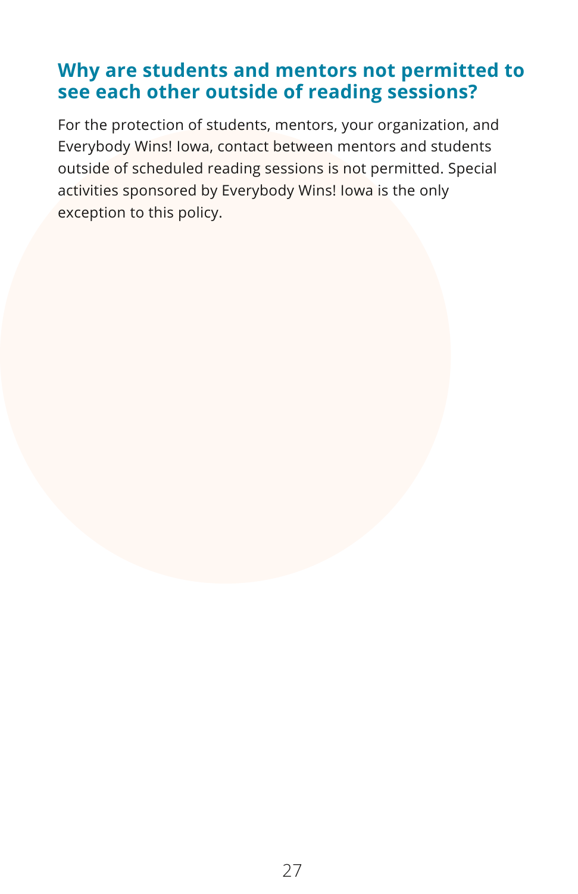## Why are students and mentors not permitted to see each other outside of reading sessions?

For the protection of students, mentors, your organization, and Everybody Wins! Iowa, contact between mentors and students outside of scheduled reading sessions is not permitted. Special activities sponsored by Everybody Wins! Iowa is the only exception to this policy.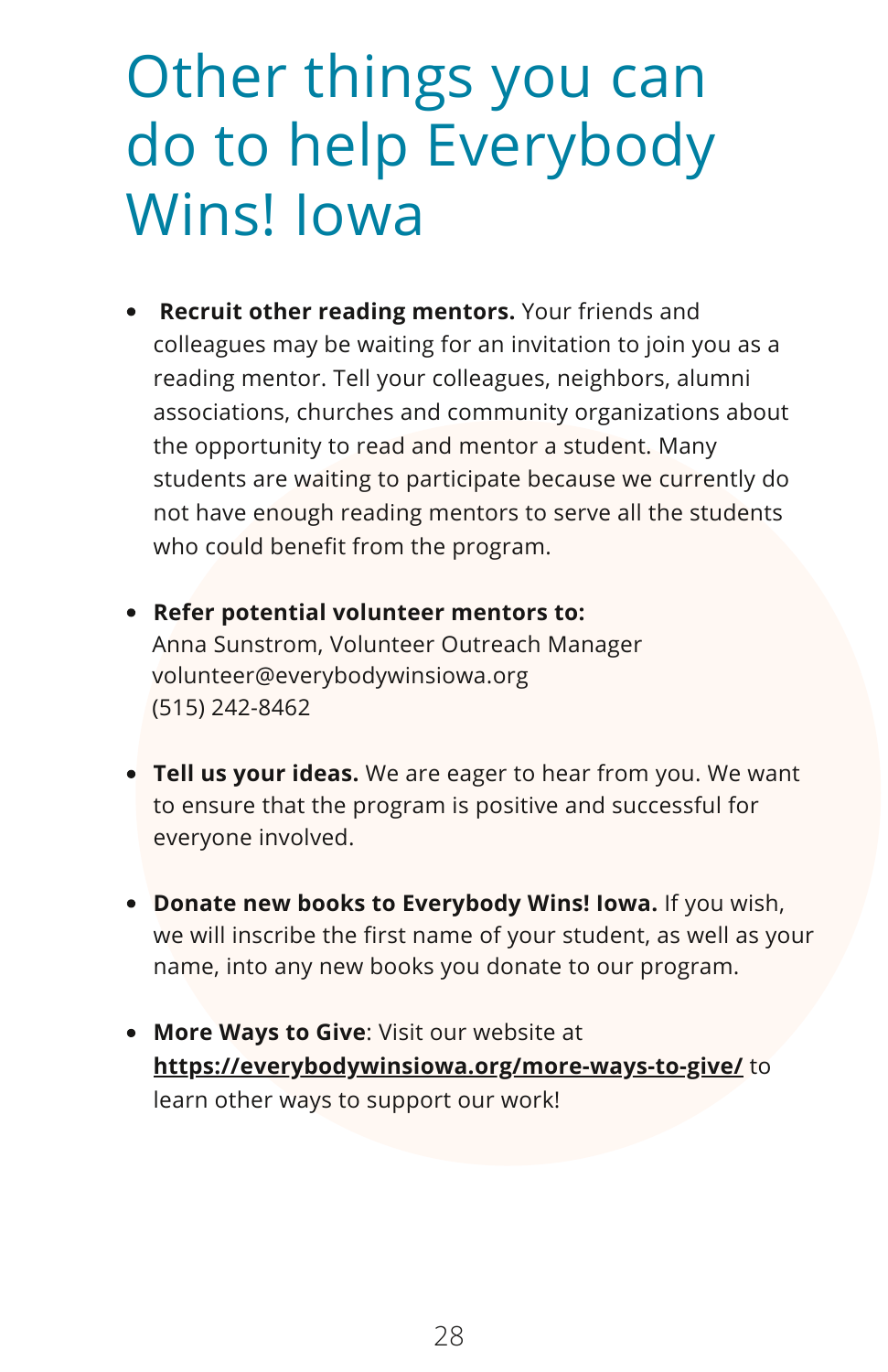# Other things you can do to help Everybody Wins! Iowa

- **Recruit other reading mentors.** Your friends and colleagues may be waiting for an invitation to join you as a reading mentor. Tell your colleagues, neighbors, alumni associations, churches and community organizations about the opportunity to read and mentor a student. Many students are waiting to participate because we currently do not have enough reading mentors to serve all the students who could benefit from the program.

- **Refer potential volunteer mentors to:**
  Anna Sunstrom, Volunteer Outreach Manager
  volunteer@everybodywinsiowa.org
  (515) 242-8462

- **Tell us your ideas.** We are eager to hear from you. We want to ensure that the program is positive and successful for everyone involved.

- **Donate new books to Everybody Wins! Iowa.** If you wish, we will inscribe the first name of your student, as well as your name, into any new books you donate to our program.

- **More Ways to Give**: Visit our website at **https://everybodywinsiowa.org/more-ways-to-give/** to learn other ways to support our work!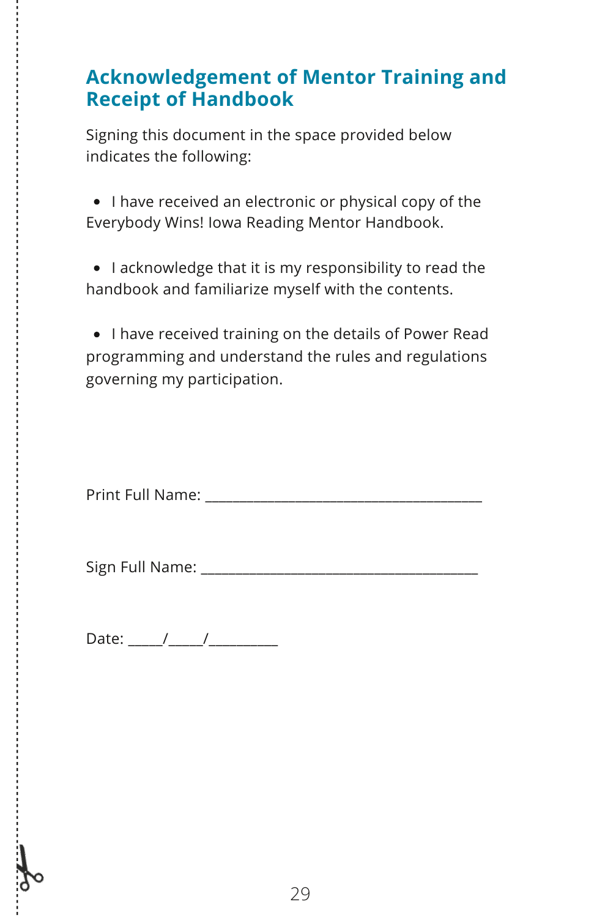## Acknowledgement of Mentor Training and Receipt of Handbook

Signing this document in the space provided below indicates the following:

- I have received an electronic or physical copy of the Everybody Wins! Iowa Reading Mentor Handbook.
- I acknowledge that it is my responsibility to read the handbook and familiarize myself with the contents.
- I have received training on the details of Power Read programming and understand the rules and regulations governing my participation.

Print Full Name: ______________________________________

Sign Full Name: ______________________________________

Date: _____/_____/__________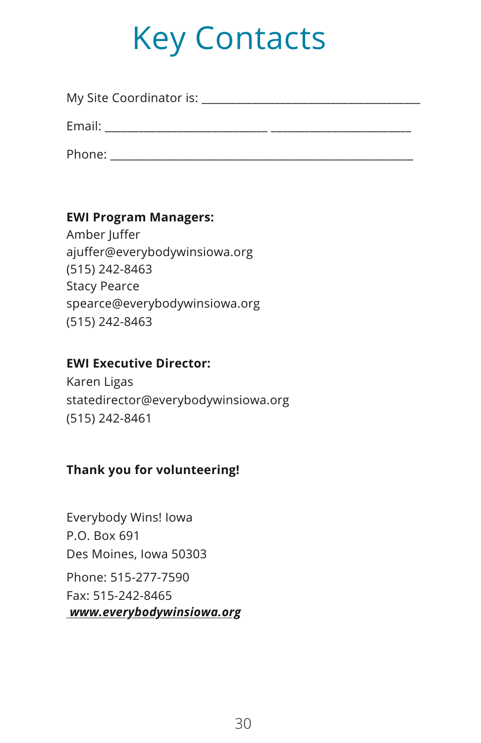# Key Contacts

My Site Coordinator is: ____________________________________

Email: ___________________________ _______________________

Phone: ___________________________________________________

**EWI Program Managers:**
Amber Juffer
ajuffer@everybodywinsiowa.org
(515) 242-8463
Stacy Pearce
spearce@everybodywinsiowa.org
(515) 242-8463

**EWI Executive Director:**
Karen Ligas
statedirector@everybodywinsiowa.org
(515) 242-8461

**Thank you for volunteering!**

Everybody Wins! Iowa
P.O. Box 691
Des Moines, Iowa 50303

Phone: 515-277-7590
Fax: 515-242-8465
***www.everybodywinsiowa.org***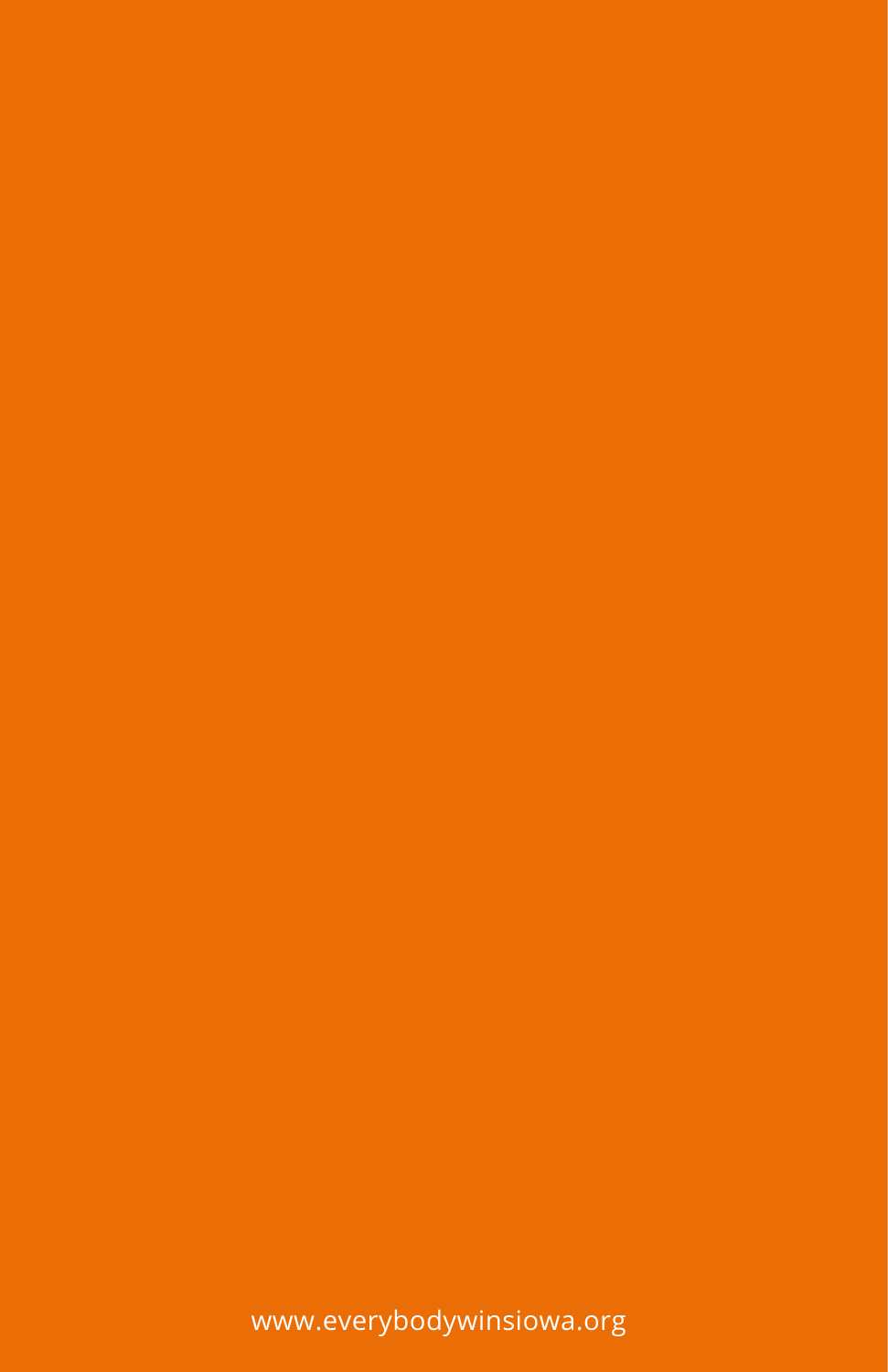www.everybodywinsiowa.org